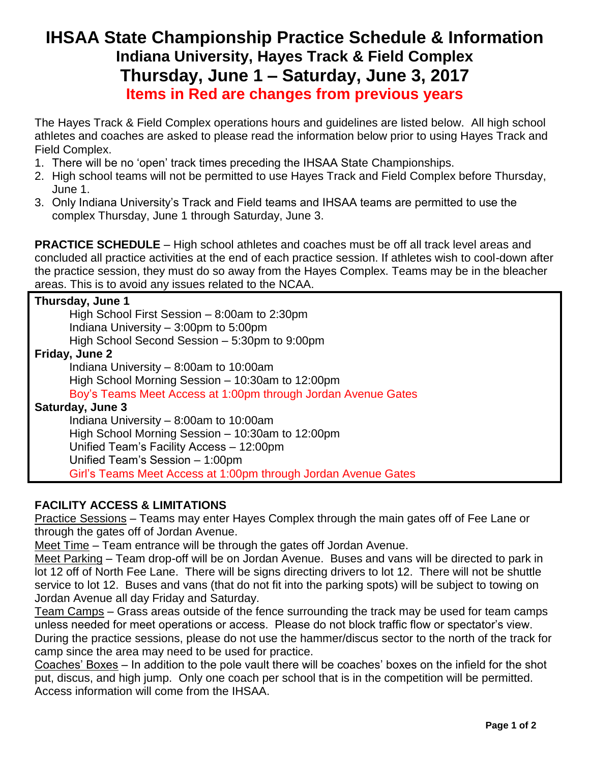# IHSAA State Championship Practice Schedule & Information

## Indiana University, Hayes Track & Field Complex

## Thursday, June 1 – Saturday, June 3, 2017

### Items in Red are changes from previous years

The Hayes Track & Field Complex operations hours and guidelines are listed below. All high school athletes and coaches are asked to please read the information below prior to using Hayes Track and Field Complex.

1. There will be no 'open' track times preceding the IHSAA State Championships.
2. High school teams will not be permitted to use Hayes Track and Field Complex before Thursday, June 1.
3. Only Indiana University's Track and Field teams and IHSAA teams are permitted to use the complex Thursday, June 1 through Saturday, June 3.

**PRACTICE SCHEDULE** – High school athletes and coaches must be off all track level areas and concluded all practice activities at the end of each practice session. If athletes wish to cool-down after the practice session, they must do so away from the Hayes Complex. Teams may be in the bleacher areas. This is to avoid any issues related to the NCAA.

**Thursday, June 1**
- High School First Session – 8:00am to 2:30pm
- Indiana University – 3:00pm to 5:00pm
- High School Second Session – 5:30pm to 9:00pm

**Friday, June 2**
- Indiana University – 8:00am to 10:00am
- High School Morning Session – 10:30am to 12:00pm
- Boy's Teams Meet Access at 1:00pm through Jordan Avenue Gates

**Saturday, June 3**
- Indiana University – 8:00am to 10:00am
- High School Morning Session – 10:30am to 12:00pm
- Unified Team's Facility Access – 12:00pm
- Unified Team's Session – 1:00pm
- Girl's Teams Meet Access at 1:00pm through Jordan Avenue Gates

**FACILITY ACCESS & LIMITATIONS**

Practice Sessions – Teams may enter Hayes Complex through the main gates off of Fee Lane or through the gates off of Jordan Avenue.

Meet Time – Team entrance will be through the gates off Jordan Avenue.

Meet Parking – Team drop-off will be on Jordan Avenue. Buses and vans will be directed to park in lot 12 off of North Fee Lane. There will be signs directing drivers to lot 12. There will not be shuttle service to lot 12. Buses and vans (that do not fit into the parking spots) will be subject to towing on Jordan Avenue all day Friday and Saturday.

Team Camps – Grass areas outside of the fence surrounding the track may be used for team camps unless needed for meet operations or access. Please do not block traffic flow or spectator's view. During the practice sessions, please do not use the hammer/discus sector to the north of the track for camp since the area may need to be used for practice.

Coaches' Boxes – In addition to the pole vault there will be coaches' boxes on the infield for the shot put, discus, and high jump. Only one coach per school that is in the competition will be permitted. Access information will come from the IHSAA.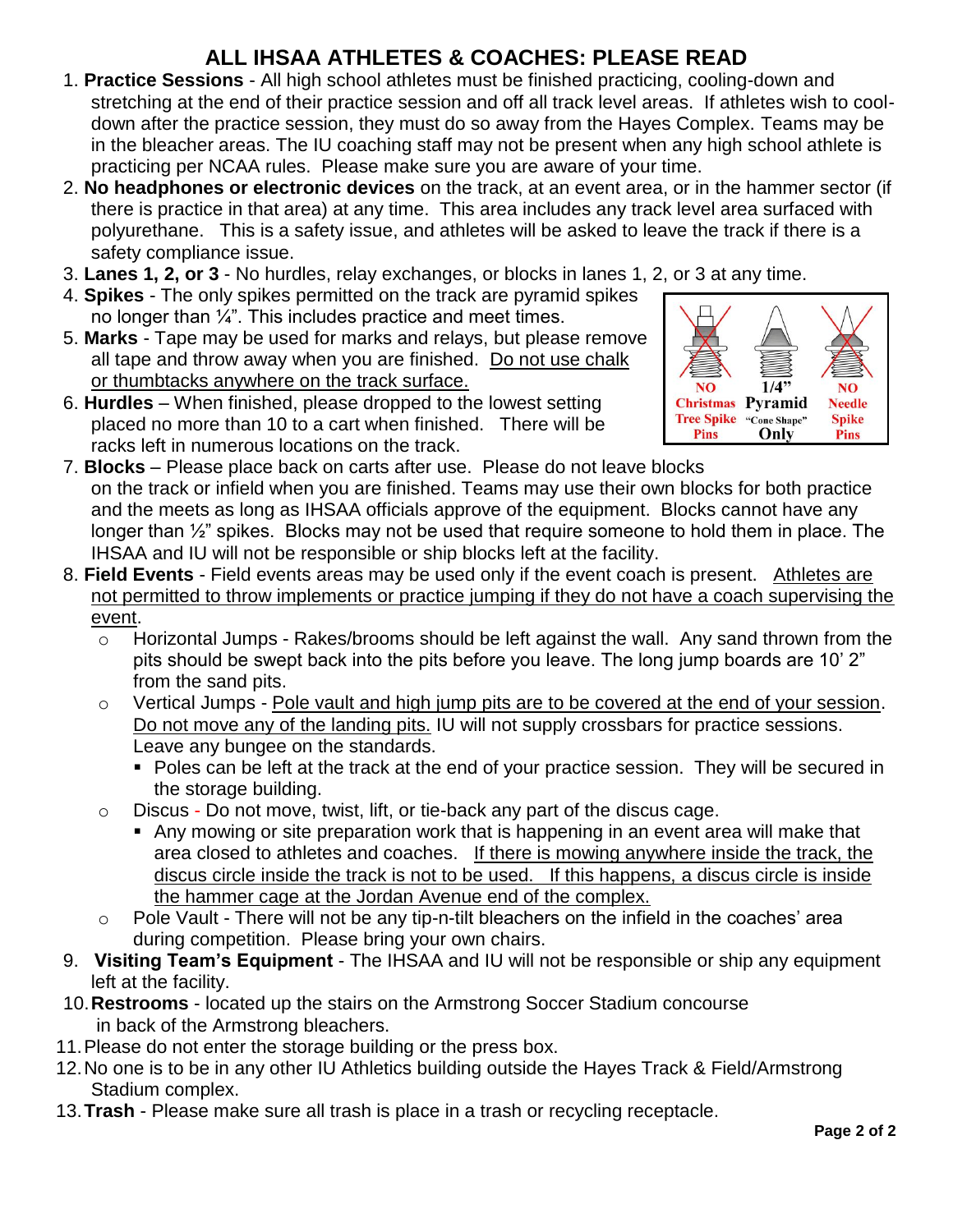# ALL IHSAA ATHLETES & COACHES: PLEASE READ

1. **Practice Sessions** - All high school athletes must be finished practicing, cooling-down and stretching at the end of their practice session and off all track level areas. If athletes wish to cool-down after the practice session, they must do so away from the Hayes Complex. Teams may be in the bleacher areas. The IU coaching staff may not be present when any high school athlete is practicing per NCAA rules. Please make sure you are aware of your time.
2. **No headphones or electronic devices** on the track, at an event area, or in the hammer sector (if there is practice in that area) at any time. This area includes any track level area surfaced with polyurethane. This is a safety issue, and athletes will be asked to leave the track if there is a safety compliance issue.
3. **Lanes 1, 2, or 3** - No hurdles, relay exchanges, or blocks in lanes 1, 2, or 3 at any time.
4. **Spikes** - The only spikes permitted on the track are pyramid spikes no longer than ¼". This includes practice and meet times.
5. **Marks** - Tape may be used for marks and relays, but please remove all tape and throw away when you are finished. <u>Do not use chalk or thumbtacks anywhere on the track surface.</u>
6. **Hurdles** – When finished, please dropped to the lowest setting placed no more than 10 to a cart when finished. There will be racks left in numerous locations on the track.

NO Christmas Tree Spike Pins

1/4" Pyramid "Cone Shape" Only

NO Needle Spike Pins

7. **Blocks** – Please place back on carts after use. Please do not leave blocks on the track or infield when you are finished. Teams may use their own blocks for both practice and the meets as long as IHSAA officials approve of the equipment. Blocks cannot have any longer than ½" spikes. Blocks may not be used that require someone to hold them in place. The IHSAA and IU will not be responsible or ship blocks left at the facility.
8. **Field Events** - Field events areas may be used only if the event coach is present. <u>Athletes are not permitted to throw implements or practice jumping if they do not have a coach supervising the event</u>.
   - Horizontal Jumps - Rakes/brooms should be left against the wall. Any sand thrown from the pits should be swept back into the pits before you leave. The long jump boards are 10' 2" from the sand pits.
   - Vertical Jumps - <u>Pole vault and high jump pits are to be covered at the end of your session</u>. <u>Do not move any of the landing pits.</u> IU will not supply crossbars for practice sessions. Leave any bungee on the standards.
     - Poles can be left at the track at the end of your practice session. They will be secured in the storage building.
   - Discus - Do not move, twist, lift, or tie-back any part of the discus cage.
     - Any mowing or site preparation work that is happening in an event area will make that area closed to athletes and coaches. <u>If there is mowing anywhere inside the track, the discus circle inside the track is not to be used. If this happens, a discus circle is inside the hammer cage at the Jordan Avenue end of the complex.</u>
   - Pole Vault - There will not be any tip-n-tilt bleachers on the infield in the coaches' area during competition. Please bring your own chairs.
9. **Visiting Team's Equipment** - The IHSAA and IU will not be responsible or ship any equipment left at the facility.
10. **Restrooms** - located up the stairs on the Armstrong Soccer Stadium concourse in back of the Armstrong bleachers.
11. Please do not enter the storage building or the press box.
12. No one is to be in any other IU Athletics building outside the Hayes Track & Field/Armstrong Stadium complex.
13. **Trash** - Please make sure all trash is place in a trash or recycling receptacle.